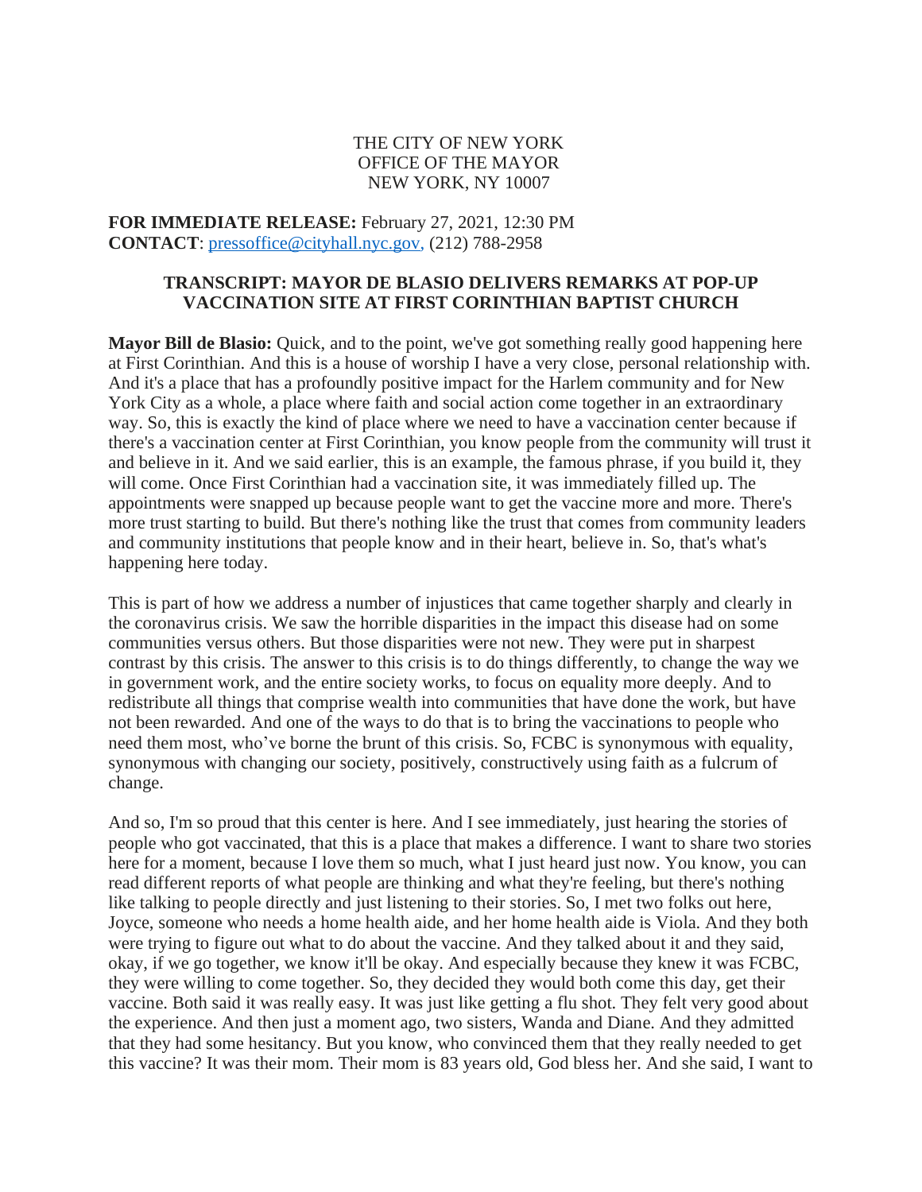THE CITY OF NEW YORK
OFFICE OF THE MAYOR
NEW YORK, NY 10007

**FOR IMMEDIATE RELEASE:** February 27, 2021, 12:30 PM
**CONTACT**: pressoffice@cityhall.nyc.gov, (212) 788-2958

## TRANSCRIPT: MAYOR DE BLASIO DELIVERS REMARKS AT POP-UP VACCINATION SITE AT FIRST CORINTHIAN BAPTIST CHURCH

**Mayor Bill de Blasio:** Quick, and to the point, we've got something really good happening here at First Corinthian. And this is a house of worship I have a very close, personal relationship with. And it's a place that has a profoundly positive impact for the Harlem community and for New York City as a whole, a place where faith and social action come together in an extraordinary way. So, this is exactly the kind of place where we need to have a vaccination center because if there's a vaccination center at First Corinthian, you know people from the community will trust it and believe in it. And we said earlier, this is an example, the famous phrase, if you build it, they will come. Once First Corinthian had a vaccination site, it was immediately filled up. The appointments were snapped up because people want to get the vaccine more and more. There's more trust starting to build. But there's nothing like the trust that comes from community leaders and community institutions that people know and in their heart, believe in. So, that's what's happening here today.

This is part of how we address a number of injustices that came together sharply and clearly in the coronavirus crisis. We saw the horrible disparities in the impact this disease had on some communities versus others. But those disparities were not new. They were put in sharpest contrast by this crisis. The answer to this crisis is to do things differently, to change the way we in government work, and the entire society works, to focus on equality more deeply. And to redistribute all things that comprise wealth into communities that have done the work, but have not been rewarded. And one of the ways to do that is to bring the vaccinations to people who need them most, who've borne the brunt of this crisis. So, FCBC is synonymous with equality, synonymous with changing our society, positively, constructively using faith as a fulcrum of change.

And so, I'm so proud that this center is here. And I see immediately, just hearing the stories of people who got vaccinated, that this is a place that makes a difference. I want to share two stories here for a moment, because I love them so much, what I just heard just now. You know, you can read different reports of what people are thinking and what they're feeling, but there's nothing like talking to people directly and just listening to their stories. So, I met two folks out here, Joyce, someone who needs a home health aide, and her home health aide is Viola. And they both were trying to figure out what to do about the vaccine. And they talked about it and they said, okay, if we go together, we know it'll be okay. And especially because they knew it was FCBC, they were willing to come together. So, they decided they would both come this day, get their vaccine. Both said it was really easy. It was just like getting a flu shot. They felt very good about the experience. And then just a moment ago, two sisters, Wanda and Diane. And they admitted that they had some hesitancy. But you know, who convinced them that they really needed to get this vaccine? It was their mom. Their mom is 83 years old, God bless her. And she said, I want to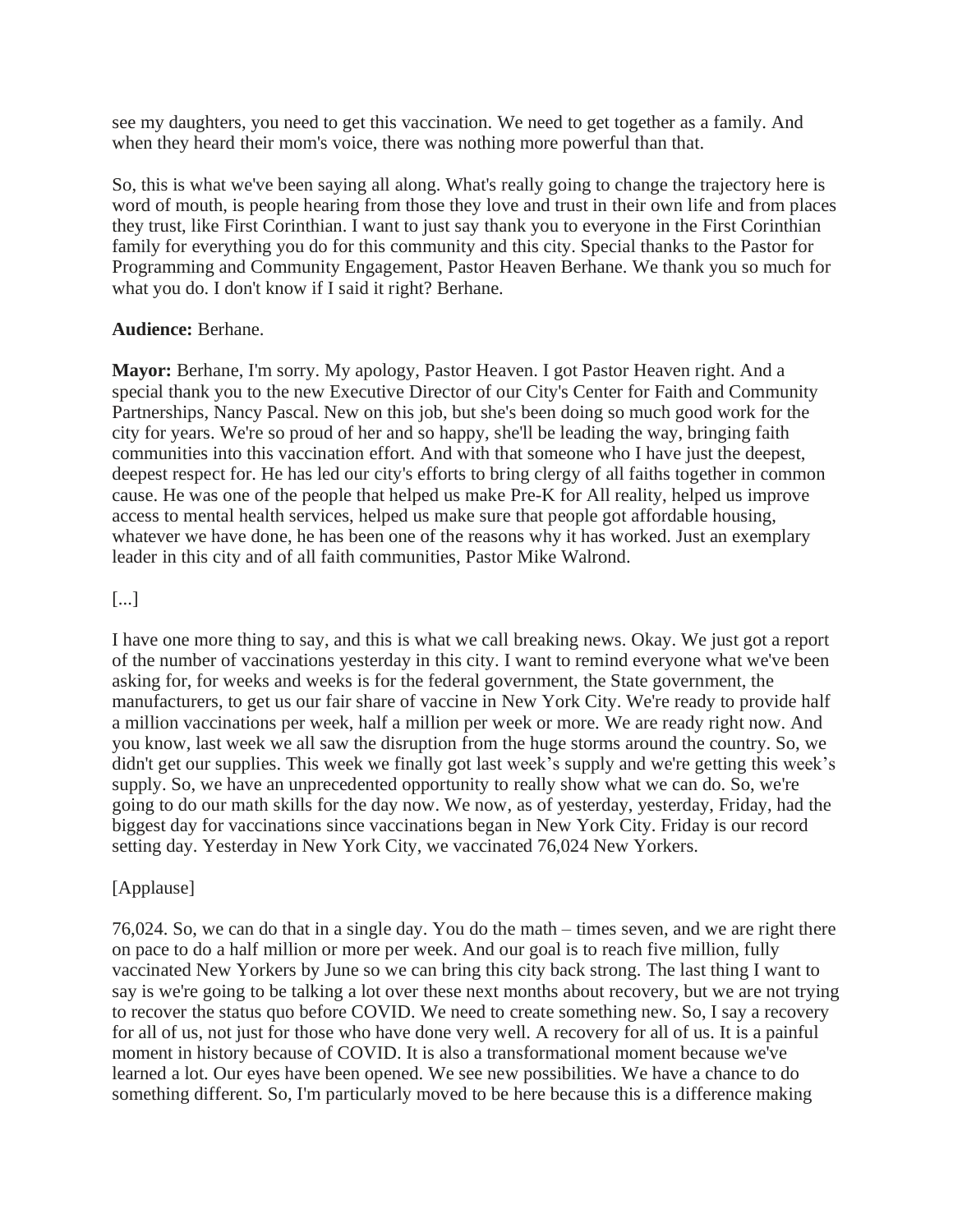see my daughters, you need to get this vaccination. We need to get together as a family. And when they heard their mom's voice, there was nothing more powerful than that.

So, this is what we've been saying all along. What's really going to change the trajectory here is word of mouth, is people hearing from those they love and trust in their own life and from places they trust, like First Corinthian. I want to just say thank you to everyone in the First Corinthian family for everything you do for this community and this city. Special thanks to the Pastor for Programming and Community Engagement, Pastor Heaven Berhane. We thank you so much for what you do. I don't know if I said it right? Berhane.

**Audience:** Berhane.

**Mayor:** Berhane, I'm sorry. My apology, Pastor Heaven. I got Pastor Heaven right. And a special thank you to the new Executive Director of our City's Center for Faith and Community Partnerships, Nancy Pascal. New on this job, but she's been doing so much good work for the city for years. We're so proud of her and so happy, she'll be leading the way, bringing faith communities into this vaccination effort. And with that someone who I have just the deepest, deepest respect for. He has led our city's efforts to bring clergy of all faiths together in common cause. He was one of the people that helped us make Pre-K for All reality, helped us improve access to mental health services, helped us make sure that people got affordable housing, whatever we have done, he has been one of the reasons why it has worked. Just an exemplary leader in this city and of all faith communities, Pastor Mike Walrond.

[...]

I have one more thing to say, and this is what we call breaking news. Okay. We just got a report of the number of vaccinations yesterday in this city. I want to remind everyone what we've been asking for, for weeks and weeks is for the federal government, the State government, the manufacturers, to get us our fair share of vaccine in New York City. We're ready to provide half a million vaccinations per week, half a million per week or more. We are ready right now. And you know, last week we all saw the disruption from the huge storms around the country. So, we didn't get our supplies. This week we finally got last week's supply and we're getting this week's supply. So, we have an unprecedented opportunity to really show what we can do. So, we're going to do our math skills for the day now. We now, as of yesterday, yesterday, Friday, had the biggest day for vaccinations since vaccinations began in New York City. Friday is our record setting day. Yesterday in New York City, we vaccinated 76,024 New Yorkers.

[Applause]

76,024. So, we can do that in a single day. You do the math – times seven, and we are right there on pace to do a half million or more per week. And our goal is to reach five million, fully vaccinated New Yorkers by June so we can bring this city back strong. The last thing I want to say is we're going to be talking a lot over these next months about recovery, but we are not trying to recover the status quo before COVID. We need to create something new. So, I say a recovery for all of us, not just for those who have done very well. A recovery for all of us. It is a painful moment in history because of COVID. It is also a transformational moment because we've learned a lot. Our eyes have been opened. We see new possibilities. We have a chance to do something different. So, I'm particularly moved to be here because this is a difference making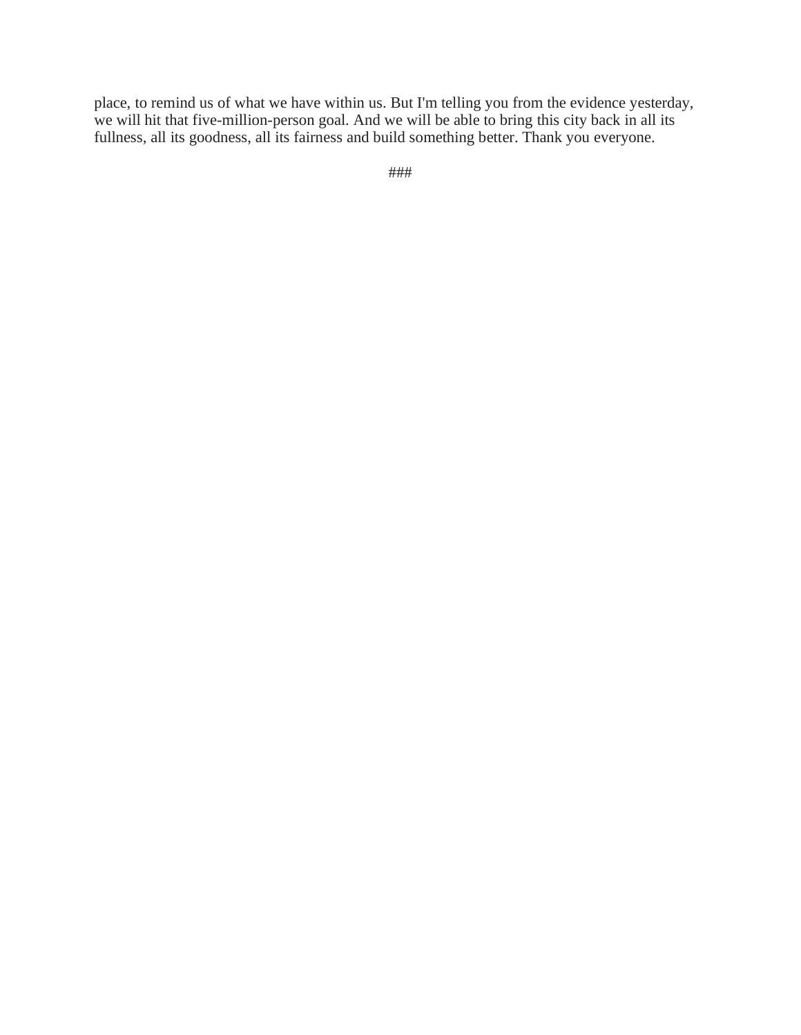place, to remind us of what we have within us. But I'm telling you from the evidence yesterday, we will hit that five-million-person goal. And we will be able to bring this city back in all its fullness, all its goodness, all its fairness and build something better. Thank you everyone.

###